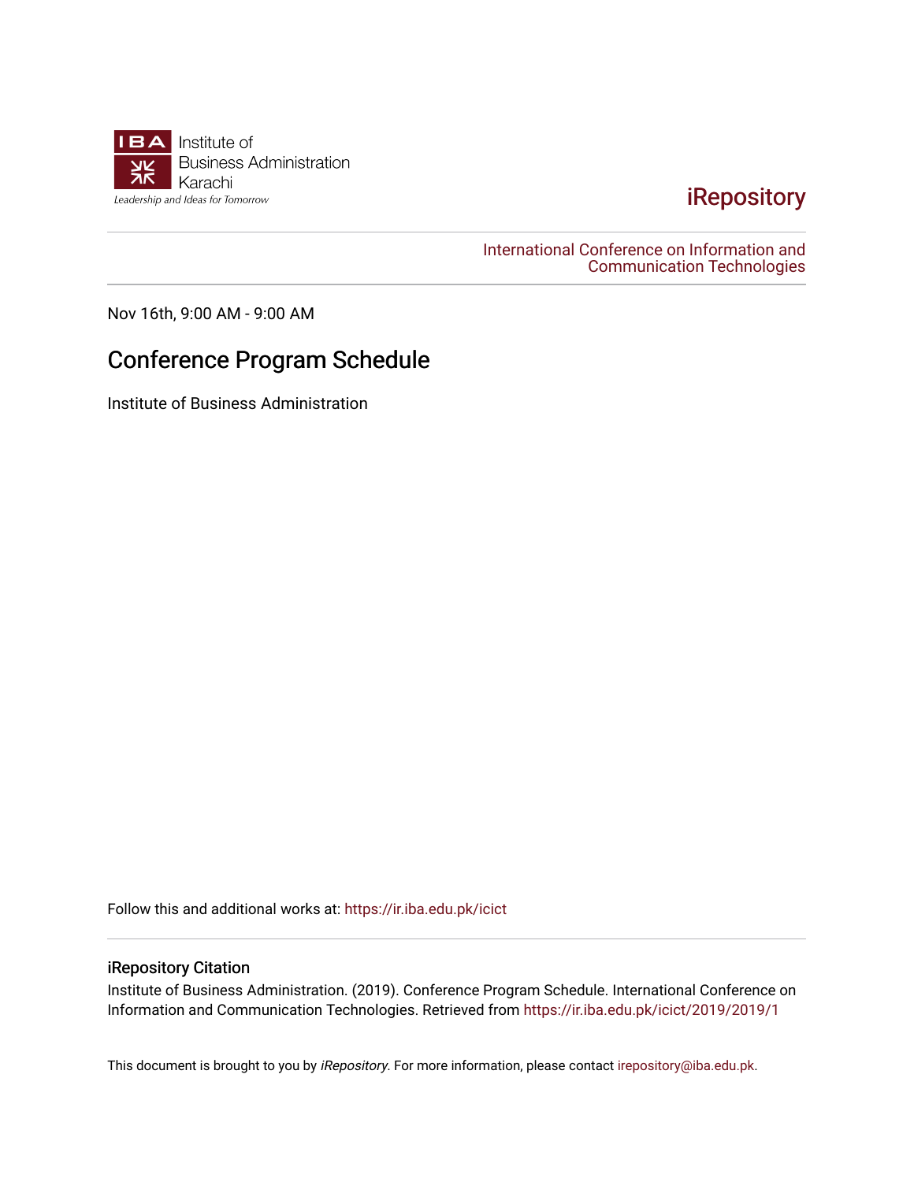IBA Institute of Business Administration Karachi

*Leadership and Ideas for Tomorrow*

iRepository

International Conference on Information and Communication Technologies

Nov 16th, 9:00 AM - 9:00 AM

# Conference Program Schedule

Institute of Business Administration

Follow this and additional works at: https://ir.iba.edu.pk/icict

## iRepository Citation

Institute of Business Administration. (2019). Conference Program Schedule. International Conference on Information and Communication Technologies. Retrieved from https://ir.iba.edu.pk/icict/2019/2019/1

This document is brought to you by *iRepository*. For more information, please contact irepository@iba.edu.pk.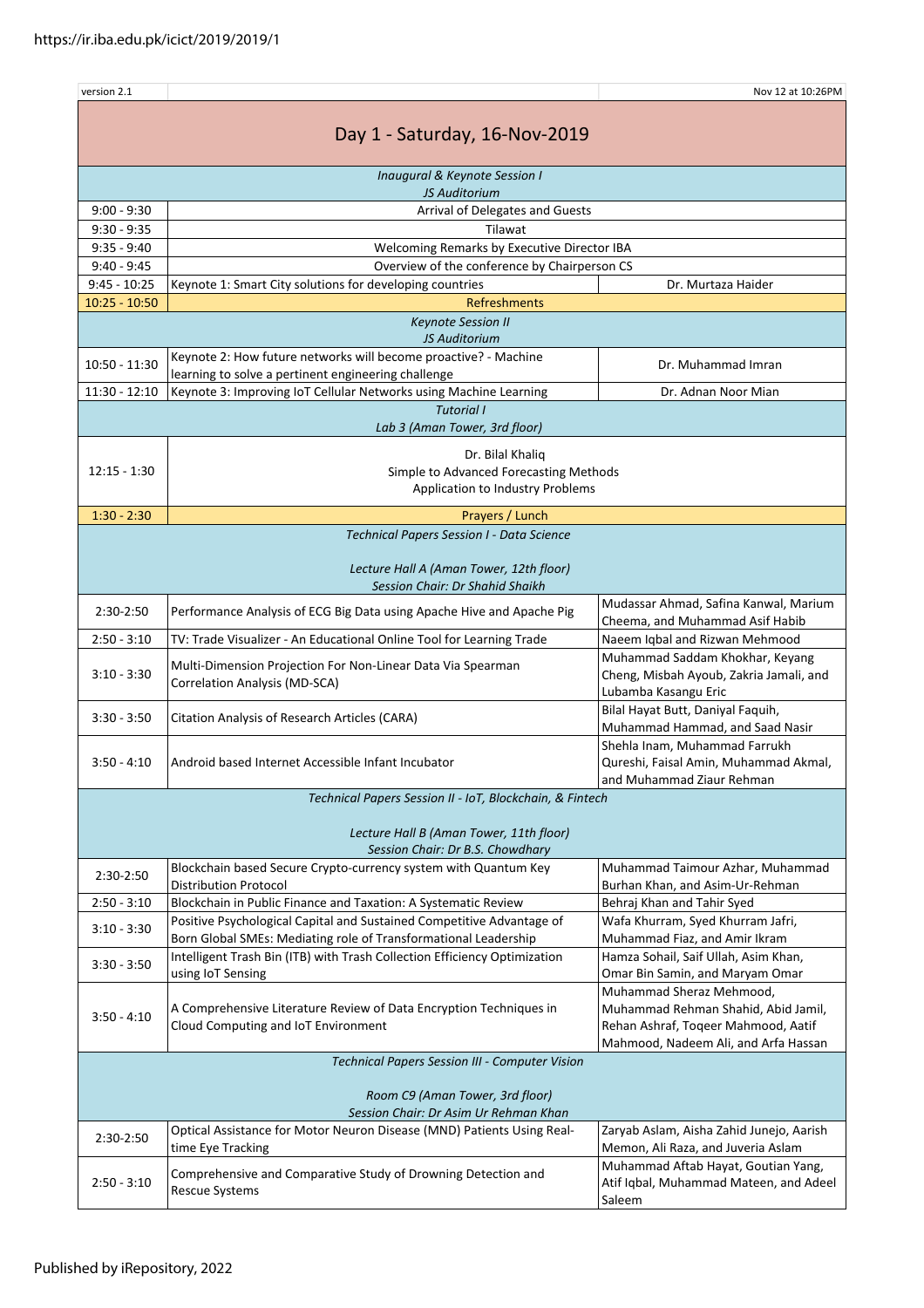https://ir.iba.edu.pk/icict/2019/2019/1

| version 2.1 | | Nov 12 at 10:26PM |
|---|---|---|
| **Day 1 - Saturday, 16-Nov-2019** | | |
| *Inaugural & Keynote Session I* *JS Auditorium* | | |
| 9:00 - 9:30 | Arrival of Delegates and Guests | |
| 9:30 - 9:35 | Tilawat | |
| 9:35 - 9:40 | Welcoming Remarks by Executive Director IBA | |
| 9:40 - 9:45 | Overview of the conference by Chairperson CS | |
| 9:45 - 10:25 | Keynote 1: Smart City solutions for developing countries | Dr. Murtaza Haider |
| 10:25 - 10:50 | Refreshments | |
| *Keynote Session II* *JS Auditorium* | | |
| 10:50 - 11:30 | Keynote 2: How future networks will become proactive? - Machine learning to solve a pertinent engineering challenge | Dr. Muhammad Imran |
| 11:30 - 12:10 | Keynote 3: Improving IoT Cellular Networks using Machine Learning | Dr. Adnan Noor Mian |
| *Tutorial I* *Lab 3 (Aman Tower, 3rd floor)* | | |
| 12:15 - 1:30 | Dr. Bilal Khaliq Simple to Advanced Forecasting Methods Application to Industry Problems | |
| 1:30 - 2:30 | Prayers / Lunch | |
| *Technical Papers Session I - Data Science* *Lecture Hall A (Aman Tower, 12th floor)* *Session Chair: Dr Shahid Shaikh* | | |
| 2:30-2:50 | Performance Analysis of ECG Big Data using Apache Hive and Apache Pig | Mudassar Ahmad, Safina Kanwal, Marium Cheema, and Muhammad Asif Habib |
| 2:50 - 3:10 | TV: Trade Visualizer - An Educational Online Tool for Learning Trade | Naeem Iqbal and Rizwan Mehmood |
| 3:10 - 3:30 | Multi-Dimension Projection For Non-Linear Data Via Spearman Correlation Analysis (MD-SCA) | Muhammad Saddam Khokhar, Keyang Cheng, Misbah Ayoub, Zakria Jamali, and Lubamba Kasangu Eric |
| 3:30 - 3:50 | Citation Analysis of Research Articles (CARA) | Bilal Hayat Butt, Daniyal Faquih, Muhammad Hammad, and Saad Nasir |
| 3:50 - 4:10 | Android based Internet Accessible Infant Incubator | Shehla Inam, Muhammad Farrukh Qureshi, Faisal Amin, Muhammad Akmal, and Muhammad Ziaur Rehman |
| *Technical Papers Session II - IoT, Blockchain, & Fintech* *Lecture Hall B (Aman Tower, 11th floor)* *Session Chair: Dr B.S. Chowdhary* | | |
| 2:30-2:50 | Blockchain based Secure Crypto-currency system with Quantum Key Distribution Protocol | Muhammad Taimour Azhar, Muhammad Burhan Khan, and Asim-Ur-Rehman |
| 2:50 - 3:10 | Blockchain in Public Finance and Taxation: A Systematic Review | Behraj Khan and Tahir Syed |
| 3:10 - 3:30 | Positive Psychological Capital and Sustained Competitive Advantage of Born Global SMEs: Mediating role of Transformational Leadership | Wafa Khurram, Syed Khurram Jafri, Muhammad Fiaz, and Amir Ikram |
| 3:30 - 3:50 | Intelligent Trash Bin (ITB) with Trash Collection Efficiency Optimization using IoT Sensing | Hamza Sohail, Saif Ullah, Asim Khan, Omar Bin Samin, and Maryam Omar |
| 3:50 - 4:10 | A Comprehensive Literature Review of Data Encryption Techniques in Cloud Computing and IoT Environment | Muhammad Sheraz Mehmood, Muhammad Rehman Shahid, Abid Jamil, Rehan Ashraf, Toqeer Mahmood, Aatif Mahmood, Nadeem Ali, and Arfa Hassan |
| *Technical Papers Session III - Computer Vision* *Room C9 (Aman Tower, 3rd floor)* *Session Chair: Dr Asim Ur Rehman Khan* | | |
| 2:30-2:50 | Optical Assistance for Motor Neuron Disease (MND) Patients Using Real-time Eye Tracking | Zaryab Aslam, Aisha Zahid Junejo, Aarish Memon, Ali Raza, and Juveria Aslam |
| 2:50 - 3:10 | Comprehensive and Comparative Study of Drowning Detection and Rescue Systems | Muhammad Aftab Hayat, Goutian Yang, Atif Iqbal, Muhammad Mateen, and Adeel Saleem |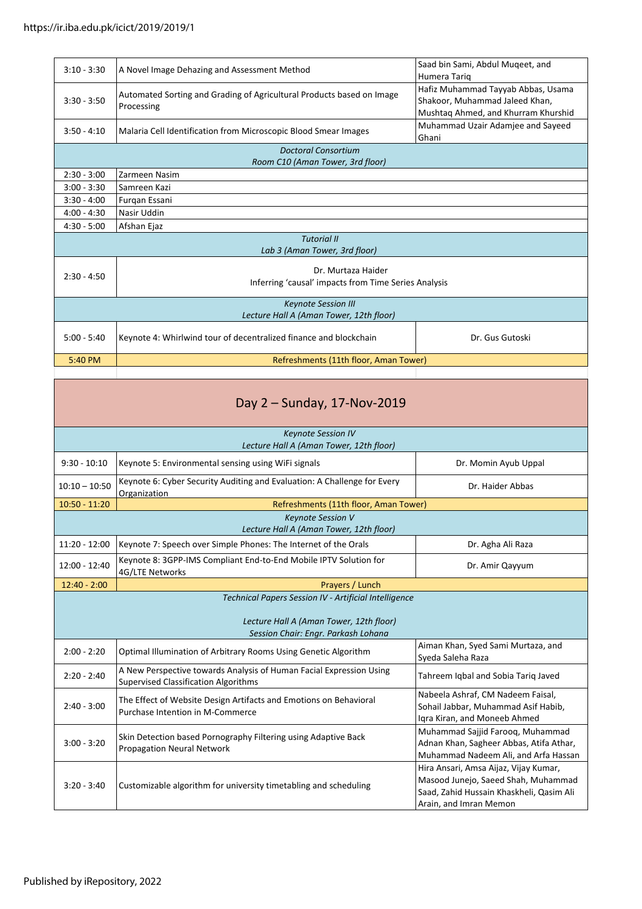| | | |
|---|---|---|
| 3:10 - 3:30 | A Novel Image Dehazing and Assessment Method | Saad bin Sami, Abdul Muqeet, and Humera Tariq |
| 3:30 - 3:50 | Automated Sorting and Grading of Agricultural Products based on Image Processing | Hafiz Muhammad Tayyab Abbas, Usama Shakoor, Muhammad Jaleed Khan, Mushtaq Ahmed, and Khurram Khurshid |
| 3:50 - 4:10 | Malaria Cell Identification from Microscopic Blood Smear Images | Muhammad Uzair Adamjee and Sayeed Ghani |
| | *Doctoral Consortium* *Room C10 (Aman Tower, 3rd floor)* | |
| 2:30 - 3:00 | Zarmeen Nasim | |
| 3:00 - 3:30 | Samreen Kazi | |
| 3:30 - 4:00 | Furqan Essani | |
| 4:00 - 4:30 | Nasir Uddin | |
| 4:30 - 5:00 | Afshan Ejaz | |
| | *Tutorial II* *Lab 3 (Aman Tower, 3rd floor)* | |
| 2:30 - 4:50 | Dr. Murtaza Haider — Inferring 'causal' impacts from Time Series Analysis | |
| | *Keynote Session III* *Lecture Hall A (Aman Tower, 12th floor)* | |
| 5:00 - 5:40 | Keynote 4: Whirlwind tour of decentralized finance and blockchain | Dr. Gus Gutoski |
| 5:40 PM | Refreshments (11th floor, Aman Tower) | |

## Day 2 – Sunday, 17-Nov-2019

| | | |
|---|---|---|
| | *Keynote Session IV* *Lecture Hall A (Aman Tower, 12th floor)* | |
| 9:30 - 10:10 | Keynote 5: Environmental sensing using WiFi signals | Dr. Momin Ayub Uppal |
| 10:10 – 10:50 | Keynote 6: Cyber Security Auditing and Evaluation: A Challenge for Every Organization | Dr. Haider Abbas |
| 10:50 - 11:20 | Refreshments (11th floor, Aman Tower) | |
| | *Keynote Session V* *Lecture Hall A (Aman Tower, 12th floor)* | |
| 11:20 - 12:00 | Keynote 7: Speech over Simple Phones: The Internet of the Orals | Dr. Agha Ali Raza |
| 12:00 - 12:40 | Keynote 8: 3GPP-IMS Compliant End-to-End Mobile IPTV Solution for 4G/LTE Networks | Dr. Amir Qayyum |
| 12:40 - 2:00 | Prayers / Lunch | |
| | *Technical Papers Session IV - Artificial Intelligence* *Lecture Hall A (Aman Tower, 12th floor)* *Session Chair: Engr. Parkash Lohana* | |
| 2:00 - 2:20 | Optimal Illumination of Arbitrary Rooms Using Genetic Algorithm | Aiman Khan, Syed Sami Murtaza, and Syeda Saleha Raza |
| 2:20 - 2:40 | A New Perspective towards Analysis of Human Facial Expression Using Supervised Classification Algorithms | Tahreem Iqbal and Sobia Tariq Javed |
| 2:40 - 3:00 | The Effect of Website Design Artifacts and Emotions on Behavioral Purchase Intention in M-Commerce | Nabeela Ashraf, CM Nadeem Faisal, Sohail Jabbar, Muhammad Asif Habib, Iqra Kiran, and Moneeb Ahmed |
| 3:00 - 3:20 | Skin Detection based Pornography Filtering using Adaptive Back Propagation Neural Network | Muhammad Sajjid Farooq, Muhammad Adnan Khan, Sagheer Abbas, Atifa Athar, Muhammad Nadeem Ali, and Arfa Hassan |
| 3:20 - 3:40 | Customizable algorithm for university timetabling and scheduling | Hira Ansari, Amsa Aijaz, Vijay Kumar, Masood Junejo, Saeed Shah, Muhammad Saad, Zahid Hussain Khaskheli, Qasim Ali Arain, and Imran Memon |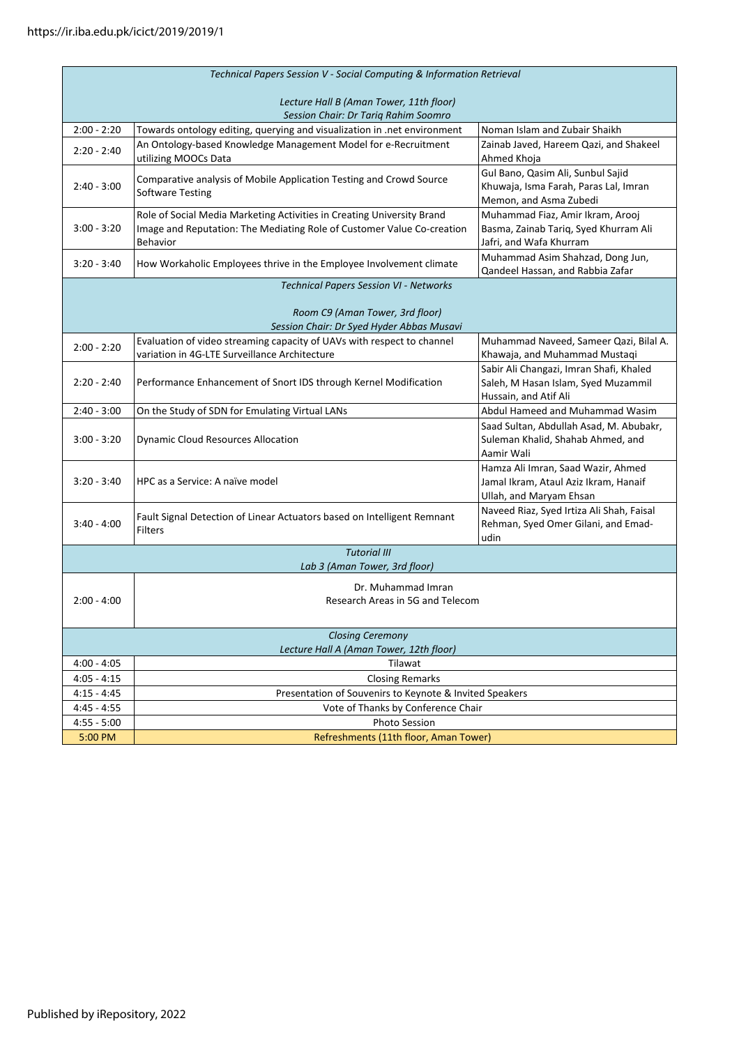https://ir.iba.edu.pk/icict/2019/2019/1

| | | |
|---|---|---|
| *Technical Papers Session V - Social Computing & Information Retrieval* <br> *Lecture Hall B (Aman Tower, 11th floor)* <br> *Session Chair: Dr Tariq Rahim Soomro* | | |
| 2:00 - 2:20 | Towards ontology editing, querying and visualization in .net environment | Noman Islam and Zubair Shaikh |
| 2:20 - 2:40 | An Ontology-based Knowledge Management Model for e-Recruitment utilizing MOOCs Data | Zainab Javed, Hareem Qazi, and Shakeel Ahmed Khoja |
| 2:40 - 3:00 | Comparative analysis of Mobile Application Testing and Crowd Source Software Testing | Gul Bano, Qasim Ali, Sunbul Sajid Khuwaja, Isma Farah, Paras Lal, Imran Memon, and Asma Zubedi |
| 3:00 - 3:20 | Role of Social Media Marketing Activities in Creating University Brand Image and Reputation: The Mediating Role of Customer Value Co-creation Behavior | Muhammad Fiaz, Amir Ikram, Arooj Basma, Zainab Tariq, Syed Khurram Ali Jafri, and Wafa Khurram |
| 3:20 - 3:40 | How Workaholic Employees thrive in the Employee Involvement climate | Muhammad Asim Shahzad, Dong Jun, Qandeel Hassan, and Rabbia Zafar |
| *Technical Papers Session VI - Networks* <br> *Room C9 (Aman Tower, 3rd floor)* <br> *Session Chair: Dr Syed Hyder Abbas Musavi* | | |
| 2:00 - 2:20 | Evaluation of video streaming capacity of UAVs with respect to channel variation in 4G-LTE Surveillance Architecture | Muhammad Naveed, Sameer Qazi, Bilal A. Khawaja, and Muhammad Mustaqi |
| 2:20 - 2:40 | Performance Enhancement of Snort IDS through Kernel Modification | Sabir Ali Changazi, Imran Shafi, Khaled Saleh, M Hasan Islam, Syed Muzammil Hussain, and Atif Ali |
| 2:40 - 3:00 | On the Study of SDN for Emulating Virtual LANs | Abdul Hameed and Muhammad Wasim |
| 3:00 - 3:20 | Dynamic Cloud Resources Allocation | Saad Sultan, Abdullah Asad, M. Abubakr, Suleman Khalid, Shahab Ahmed, and Aamir Wali |
| 3:20 - 3:40 | HPC as a Service: A naïve model | Hamza Ali Imran, Saad Wazir, Ahmed Jamal Ikram, Ataul Aziz Ikram, Hanaif Ullah, and Maryam Ehsan |
| 3:40 - 4:00 | Fault Signal Detection of Linear Actuators based on Intelligent Remnant Filters | Naveed Riaz, Syed Irtiza Ali Shah, Faisal Rehman, Syed Omer Gilani, and Emad-udin |
| *Tutorial III* <br> *Lab 3 (Aman Tower, 3rd floor)* | | |
| 2:00 - 4:00 | Dr. Muhammad Imran <br> Research Areas in 5G and Telecom | |
| *Closing Ceremony* <br> *Lecture Hall A (Aman Tower, 12th floor)* | | |
| 4:00 - 4:05 | Tilawat | |
| 4:05 - 4:15 | Closing Remarks | |
| 4:15 - 4:45 | Presentation of Souvenirs to Keynote & Invited Speakers | |
| 4:45 - 4:55 | Vote of Thanks by Conference Chair | |
| 4:55 - 5:00 | Photo Session | |
| 5:00 PM | Refreshments (11th floor, Aman Tower) | |

Published by iRepository, 2022